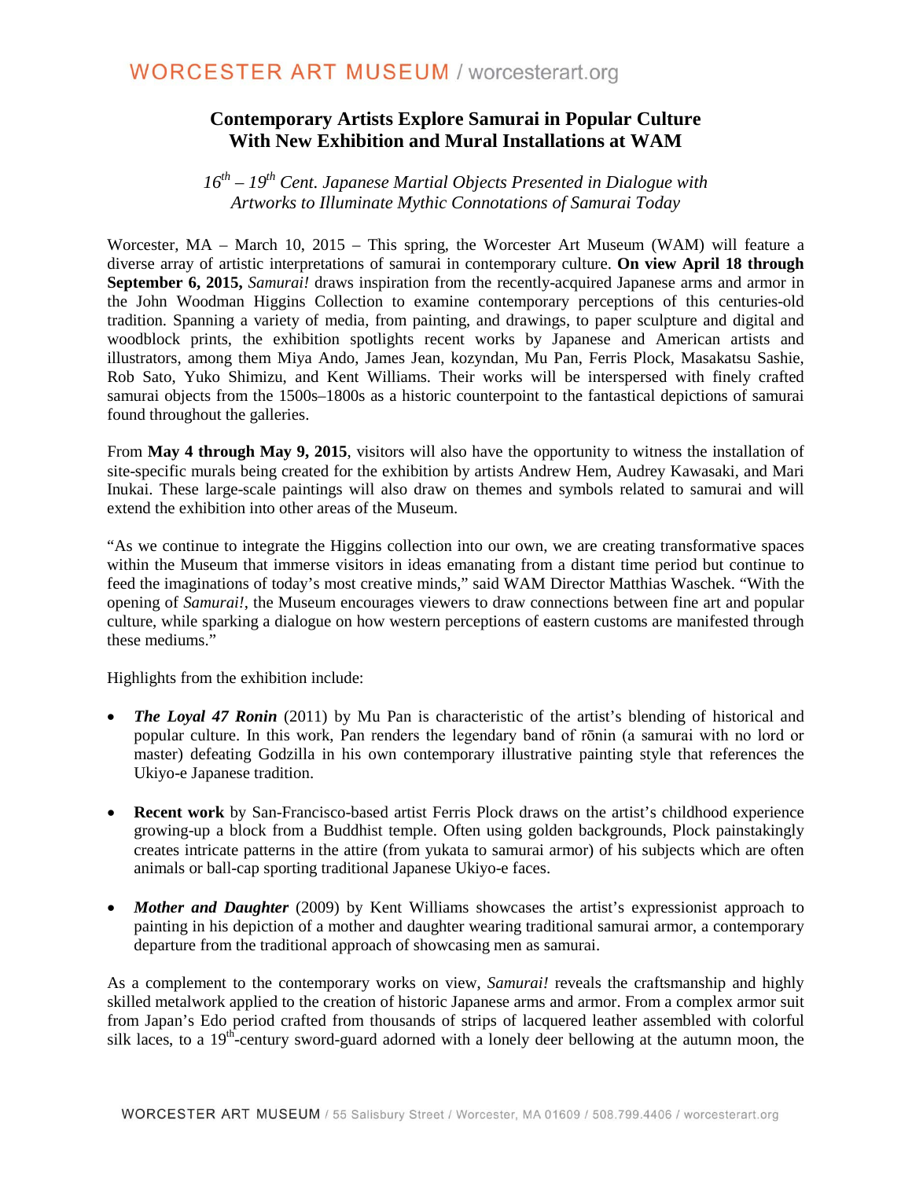# Contemporary Artists Explore Samurai in Popular Culture With New Exhibition and Mural Installations at WAM

*16th – 19th Cent. Japanese Martial Objects Presented in Dialogue with Artworks to Illuminate Mythic Connotations of Samurai Today*

Worcester, MA – March 10, 2015 – This spring, the Worcester Art Museum (WAM) will feature a diverse array of artistic interpretations of samurai in contemporary culture. **On view April 18 through September 6, 2015,** *Samurai!* draws inspiration from the recently-acquired Japanese arms and armor in the John Woodman Higgins Collection to examine contemporary perceptions of this centuries-old tradition. Spanning a variety of media, from painting, and drawings, to paper sculpture and digital and woodblock prints, the exhibition spotlights recent works by Japanese and American artists and illustrators, among them Miya Ando, James Jean, kozyndan, Mu Pan, Ferris Plock, Masakatsu Sashie, Rob Sato, Yuko Shimizu, and Kent Williams. Their works will be interspersed with finely crafted samurai objects from the 1500s–1800s as a historic counterpoint to the fantastical depictions of samurai found throughout the galleries.

From **May 4 through May 9, 2015**, visitors will also have the opportunity to witness the installation of site-specific murals being created for the exhibition by artists Andrew Hem, Audrey Kawasaki, and Mari Inukai. These large-scale paintings will also draw on themes and symbols related to samurai and will extend the exhibition into other areas of the Museum.

"As we continue to integrate the Higgins collection into our own, we are creating transformative spaces within the Museum that immerse visitors in ideas emanating from a distant time period but continue to feed the imaginations of today's most creative minds," said WAM Director Matthias Waschek. "With the opening of *Samurai!*, the Museum encourages viewers to draw connections between fine art and popular culture, while sparking a dialogue on how western perceptions of eastern customs are manifested through these mediums."

Highlights from the exhibition include:

- ***The Loyal 47 Ronin*** (2011) by Mu Pan is characteristic of the artist's blending of historical and popular culture. In this work, Pan renders the legendary band of rōnin (a samurai with no lord or master) defeating Godzilla in his own contemporary illustrative painting style that references the Ukiyo-e Japanese tradition.

- **Recent work** by San-Francisco-based artist Ferris Plock draws on the artist's childhood experience growing-up a block from a Buddhist temple. Often using golden backgrounds, Plock painstakingly creates intricate patterns in the attire (from yukata to samurai armor) of his subjects which are often animals or ball-cap sporting traditional Japanese Ukiyo-e faces.

- ***Mother and Daughter*** (2009) by Kent Williams showcases the artist's expressionist approach to painting in his depiction of a mother and daughter wearing traditional samurai armor, a contemporary departure from the traditional approach of showcasing men as samurai.

As a complement to the contemporary works on view, *Samurai!* reveals the craftsmanship and highly skilled metalwork applied to the creation of historic Japanese arms and armor. From a complex armor suit from Japan's Edo period crafted from thousands of strips of lacquered leather assembled with colorful silk laces, to a 19th-century sword-guard adorned with a lonely deer bellowing at the autumn moon, the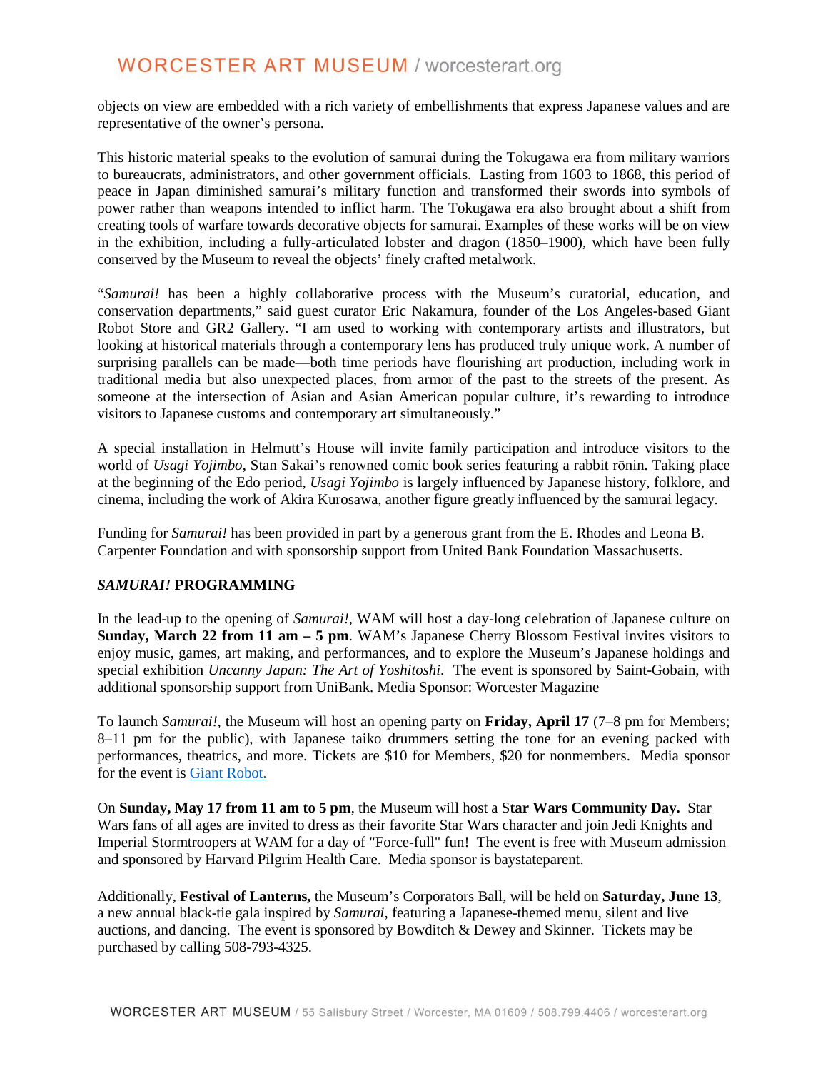objects on view are embedded with a rich variety of embellishments that express Japanese values and are representative of the owner's persona.

This historic material speaks to the evolution of samurai during the Tokugawa era from military warriors to bureaucrats, administrators, and other government officials. Lasting from 1603 to 1868, this period of peace in Japan diminished samurai's military function and transformed their swords into symbols of power rather than weapons intended to inflict harm. The Tokugawa era also brought about a shift from creating tools of warfare towards decorative objects for samurai. Examples of these works will be on view in the exhibition, including a fully-articulated lobster and dragon (1850–1900), which have been fully conserved by the Museum to reveal the objects' finely crafted metalwork.

"*Samurai!* has been a highly collaborative process with the Museum's curatorial, education, and conservation departments," said guest curator Eric Nakamura, founder of the Los Angeles-based Giant Robot Store and GR2 Gallery. "I am used to working with contemporary artists and illustrators, but looking at historical materials through a contemporary lens has produced truly unique work. A number of surprising parallels can be made—both time periods have flourishing art production, including work in traditional media but also unexpected places, from armor of the past to the streets of the present. As someone at the intersection of Asian and Asian American popular culture, it's rewarding to introduce visitors to Japanese customs and contemporary art simultaneously."

A special installation in Helmutt's House will invite family participation and introduce visitors to the world of *Usagi Yojimbo*, Stan Sakai's renowned comic book series featuring a rabbit rōnin. Taking place at the beginning of the Edo period, *Usagi Yojimbo* is largely influenced by Japanese history, folklore, and cinema, including the work of Akira Kurosawa, another figure greatly influenced by the samurai legacy.

Funding for *Samurai!* has been provided in part by a generous grant from the E. Rhodes and Leona B. Carpenter Foundation and with sponsorship support from United Bank Foundation Massachusetts.

## ***SAMURAI!* PROGRAMMING**

In the lead-up to the opening of *Samurai!*, WAM will host a day-long celebration of Japanese culture on **Sunday, March 22 from 11 am – 5 pm**. WAM's Japanese Cherry Blossom Festival invites visitors to enjoy music, games, art making, and performances, and to explore the Museum's Japanese holdings and special exhibition *Uncanny Japan: The Art of Yoshitoshi*. The event is sponsored by Saint-Gobain, with additional sponsorship support from UniBank. Media Sponsor: Worcester Magazine

To launch *Samurai!*, the Museum will host an opening party on **Friday, April 17** (7–8 pm for Members; 8–11 pm for the public), with Japanese taiko drummers setting the tone for an evening packed with performances, theatrics, and more. Tickets are $10 for Members, $20 for nonmembers. Media sponsor for the event is Giant Robot.

On **Sunday, May 17 from 11 am to 5 pm**, the Museum will host a S**tar Wars Community Day.** Star Wars fans of all ages are invited to dress as their favorite Star Wars character and join Jedi Knights and Imperial Stormtroopers at WAM for a day of "Force-full" fun! The event is free with Museum admission and sponsored by Harvard Pilgrim Health Care. Media sponsor is baystateparent.

Additionally, **Festival of Lanterns,** the Museum's Corporators Ball, will be held on **Saturday, June 13**, a new annual black-tie gala inspired by *Samurai*, featuring a Japanese-themed menu, silent and live auctions, and dancing. The event is sponsored by Bowditch & Dewey and Skinner. Tickets may be purchased by calling 508-793-4325.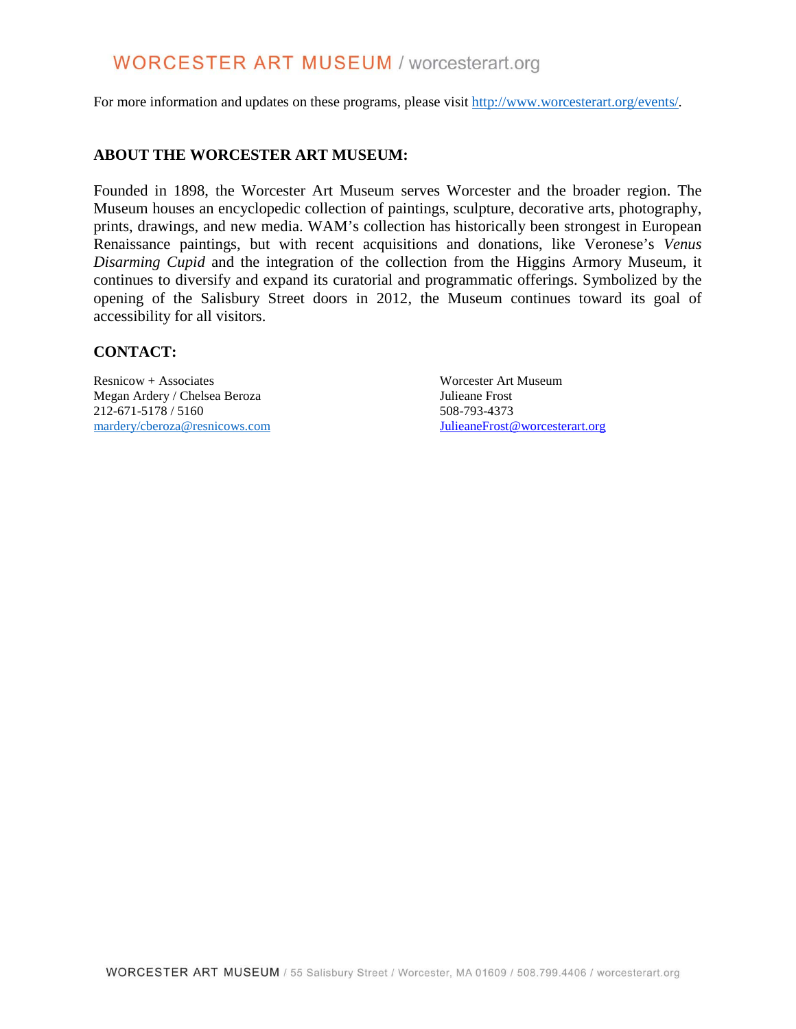For more information and updates on these programs, please visit [http://www.worcesterart.org/events/](http://www.worcesterart.org/events/).

## ABOUT THE WORCESTER ART MUSEUM:

Founded in 1898, the Worcester Art Museum serves Worcester and the broader region. The Museum houses an encyclopedic collection of paintings, sculpture, decorative arts, photography, prints, drawings, and new media. WAM's collection has historically been strongest in European Renaissance paintings, but with recent acquisitions and donations, like Veronese's *Venus Disarming Cupid* and the integration of the collection from the Higgins Armory Museum, it continues to diversify and expand its curatorial and programmatic offerings. Symbolized by the opening of the Salisbury Street doors in 2012, the Museum continues toward its goal of accessibility for all visitors.

## CONTACT:

Resnicow + Associates
Megan Ardery / Chelsea Beroza
212-671-5178 / 5160
mardery/cberoza@resnicows.com

Worcester Art Museum
Julieane Frost
508-793-4373
JulieaneFrost@worcesterart.org